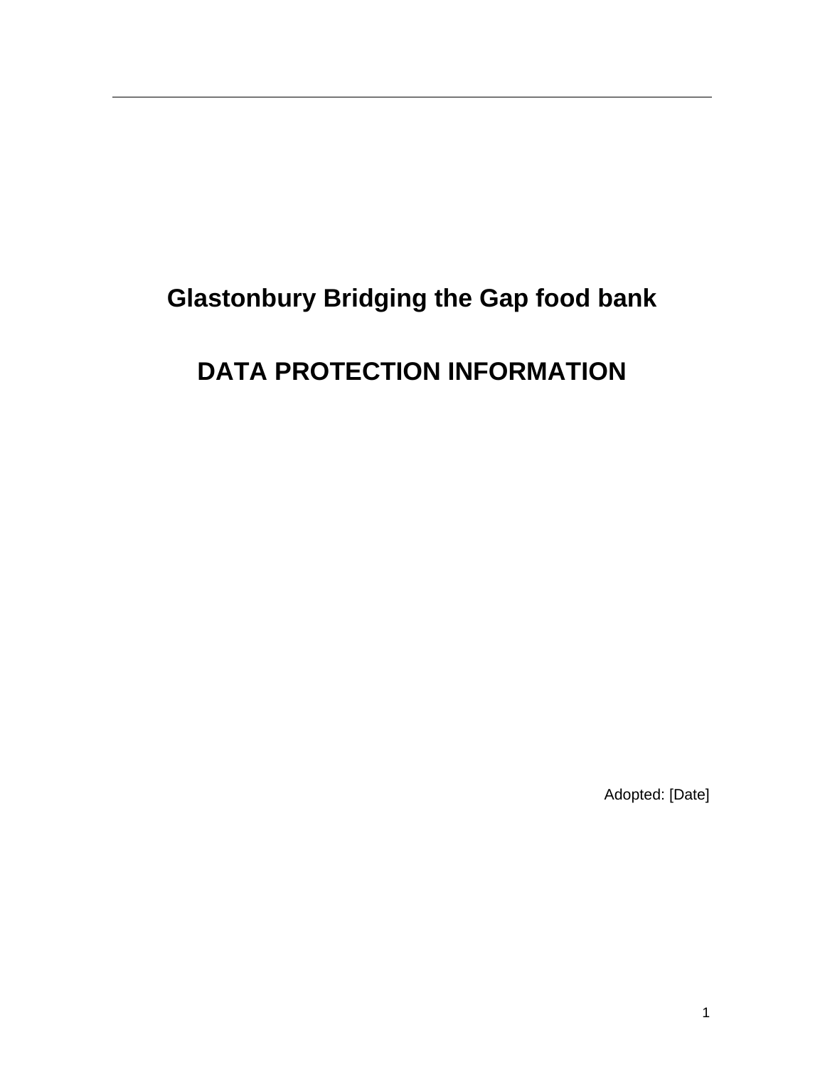# Glastonbury Bridging the Gap food bank

# DATA PROTECTION INFORMATION

Adopted: [Date]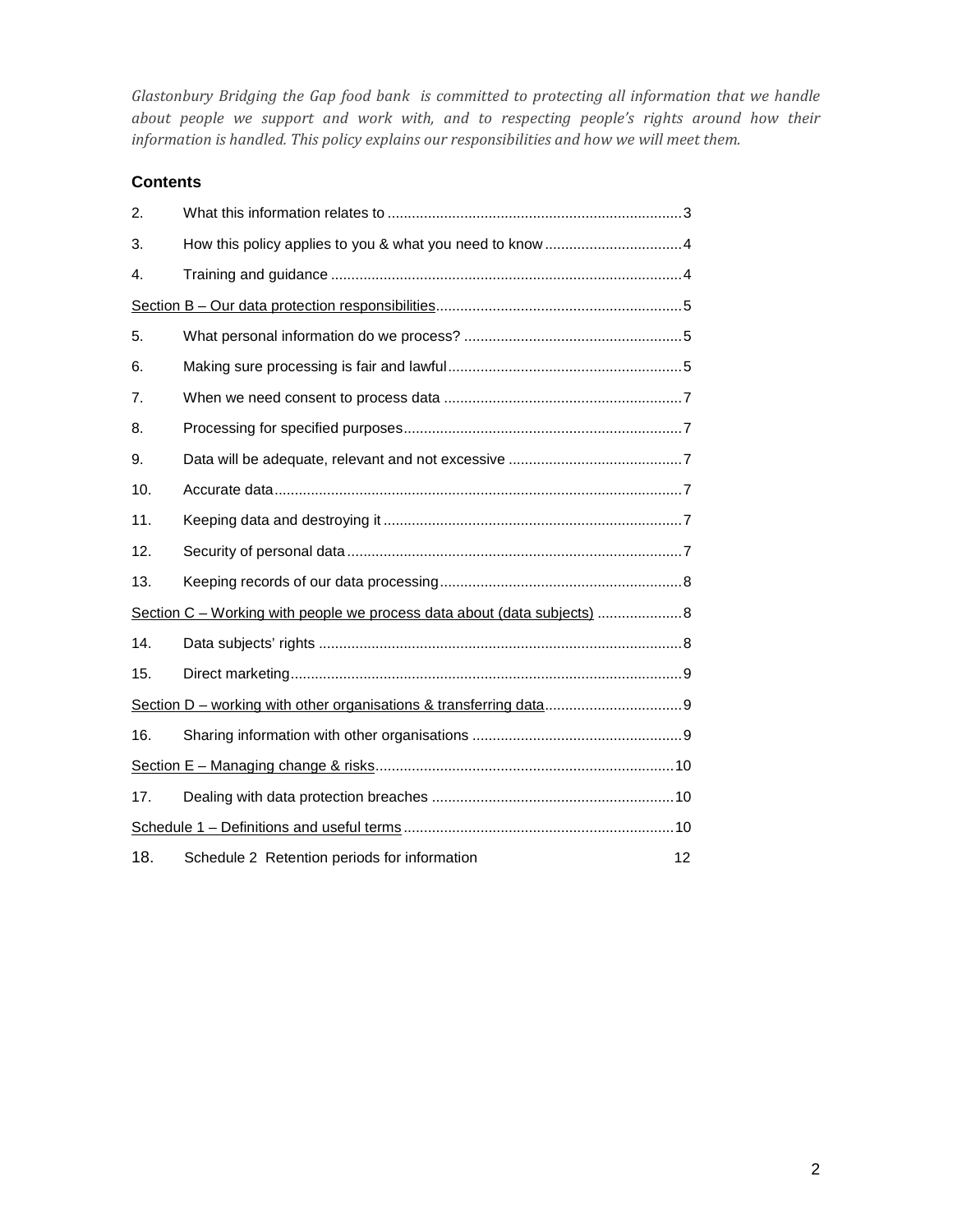*Glastonbury Bridging the Gap food bank is committed to protecting all information that we handle about people we support and work with, and to respecting people's rights around how their information is handled. This policy explains our responsibilities and how we will meet them.*

## Contents

2. What this information relates to ........ 3
3. How this policy applies to you & what you need to know ........ 4
4. Training and guidance ........ 4

Section B – Our data protection responsibilities ........ 5

5. What personal information do we process? ........ 5
6. Making sure processing is fair and lawful ........ 5
7. When we need consent to process data ........ 7
8. Processing for specified purposes ........ 7
9. Data will be adequate, relevant and not excessive ........ 7
10. Accurate data ........ 7
11. Keeping data and destroying it ........ 7
12. Security of personal data ........ 7
13. Keeping records of our data processing ........ 8

Section C – Working with people we process data about (data subjects) ........ 8

14. Data subjects' rights ........ 8
15. Direct marketing ........ 9

Section D – working with other organisations & transferring data ........ 9

16. Sharing information with other organisations ........ 9

Section E – Managing change & risks ........ 10

17. Dealing with data protection breaches ........ 10

Schedule 1 – Definitions and useful terms ........ 10

18. Schedule 2 Retention periods for information ........ 12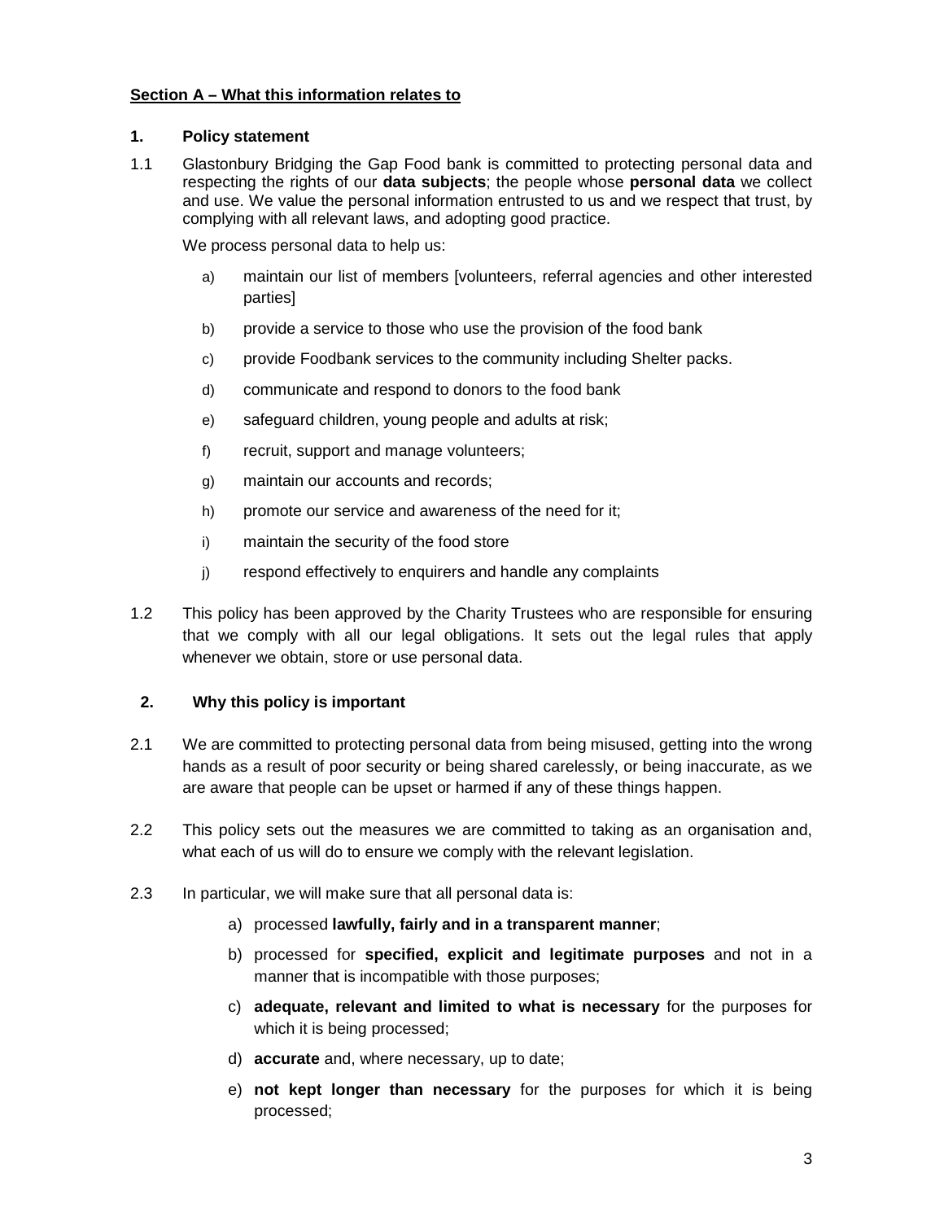**Section A – What this information relates to**

## 1. Policy statement

1.1 Glastonbury Bridging the Gap Food bank is committed to protecting personal data and respecting the rights of our **data subjects**; the people whose **personal data** we collect and use. We value the personal information entrusted to us and we respect that trust, by complying with all relevant laws, and adopting good practice.

We process personal data to help us:

a) maintain our list of members [volunteers, referral agencies and other interested parties]

b) provide a service to those who use the provision of the food bank

c) provide Foodbank services to the community including Shelter packs.

d) communicate and respond to donors to the food bank

e) safeguard children, young people and adults at risk;

f) recruit, support and manage volunteers;

g) maintain our accounts and records;

h) promote our service and awareness of the need for it;

i) maintain the security of the food store

j) respond effectively to enquirers and handle any complaints

1.2 This policy has been approved by the Charity Trustees who are responsible for ensuring that we comply with all our legal obligations. It sets out the legal rules that apply whenever we obtain, store or use personal data.

## 2. Why this policy is important

2.1 We are committed to protecting personal data from being misused, getting into the wrong hands as a result of poor security or being shared carelessly, or being inaccurate, as we are aware that people can be upset or harmed if any of these things happen.

2.2 This policy sets out the measures we are committed to taking as an organisation and, what each of us will do to ensure we comply with the relevant legislation.

2.3 In particular, we will make sure that all personal data is:

a) processed **lawfully, fairly and in a transparent manner**;

b) processed for **specified, explicit and legitimate purposes** and not in a manner that is incompatible with those purposes;

c) **adequate, relevant and limited to what is necessary** for the purposes for which it is being processed;

d) **accurate** and, where necessary, up to date;

e) **not kept longer than necessary** for the purposes for which it is being processed;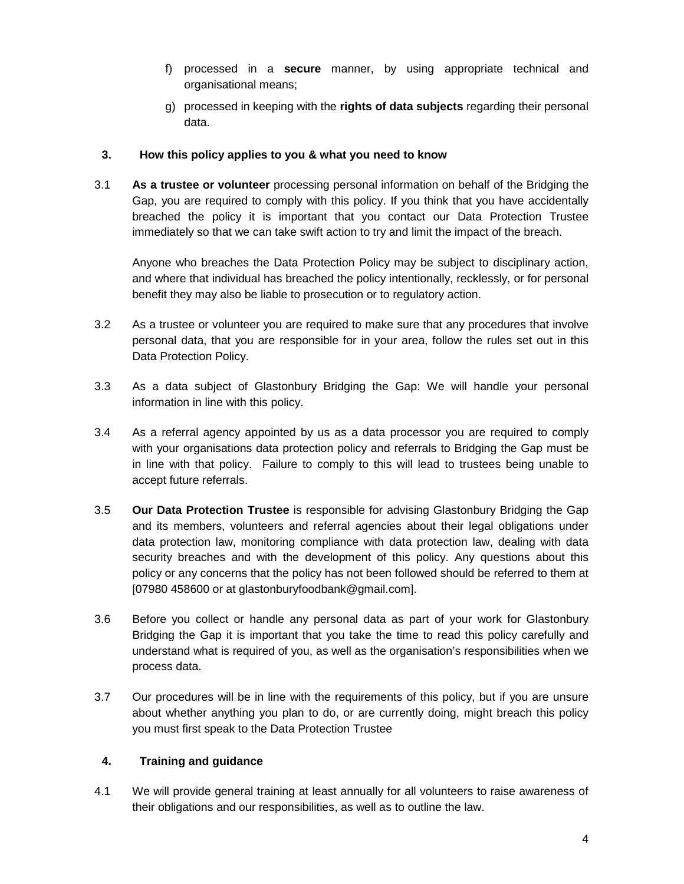f) processed in a **secure** manner, by using appropriate technical and organisational means;

g) processed in keeping with the **rights of data subjects** regarding their personal data.

## 3. How this policy applies to you & what you need to know

3.1 **As a trustee or volunteer** processing personal information on behalf of the Bridging the Gap, you are required to comply with this policy. If you think that you have accidentally breached the policy it is important that you contact our Data Protection Trustee immediately so that we can take swift action to try and limit the impact of the breach.

Anyone who breaches the Data Protection Policy may be subject to disciplinary action, and where that individual has breached the policy intentionally, recklessly, or for personal benefit they may also be liable to prosecution or to regulatory action.

3.2 As a trustee or volunteer you are required to make sure that any procedures that involve personal data, that you are responsible for in your area, follow the rules set out in this Data Protection Policy.

3.3 As a data subject of Glastonbury Bridging the Gap: We will handle your personal information in line with this policy.

3.4 As a referral agency appointed by us as a data processor you are required to comply with your organisations data protection policy and referrals to Bridging the Gap must be in line with that policy. Failure to comply to this will lead to trustees being unable to accept future referrals.

3.5 **Our Data Protection Trustee** is responsible for advising Glastonbury Bridging the Gap and its members, volunteers and referral agencies about their legal obligations under data protection law, monitoring compliance with data protection law, dealing with data security breaches and with the development of this policy. Any questions about this policy or any concerns that the policy has not been followed should be referred to them at [07980 458600 or at glastonburyfoodbank@gmail.com].

3.6 Before you collect or handle any personal data as part of your work for Glastonbury Bridging the Gap it is important that you take the time to read this policy carefully and understand what is required of you, as well as the organisation's responsibilities when we process data.

3.7 Our procedures will be in line with the requirements of this policy, but if you are unsure about whether anything you plan to do, or are currently doing, might breach this policy you must first speak to the Data Protection Trustee

## 4. Training and guidance

4.1 We will provide general training at least annually for all volunteers to raise awareness of their obligations and our responsibilities, as well as to outline the law.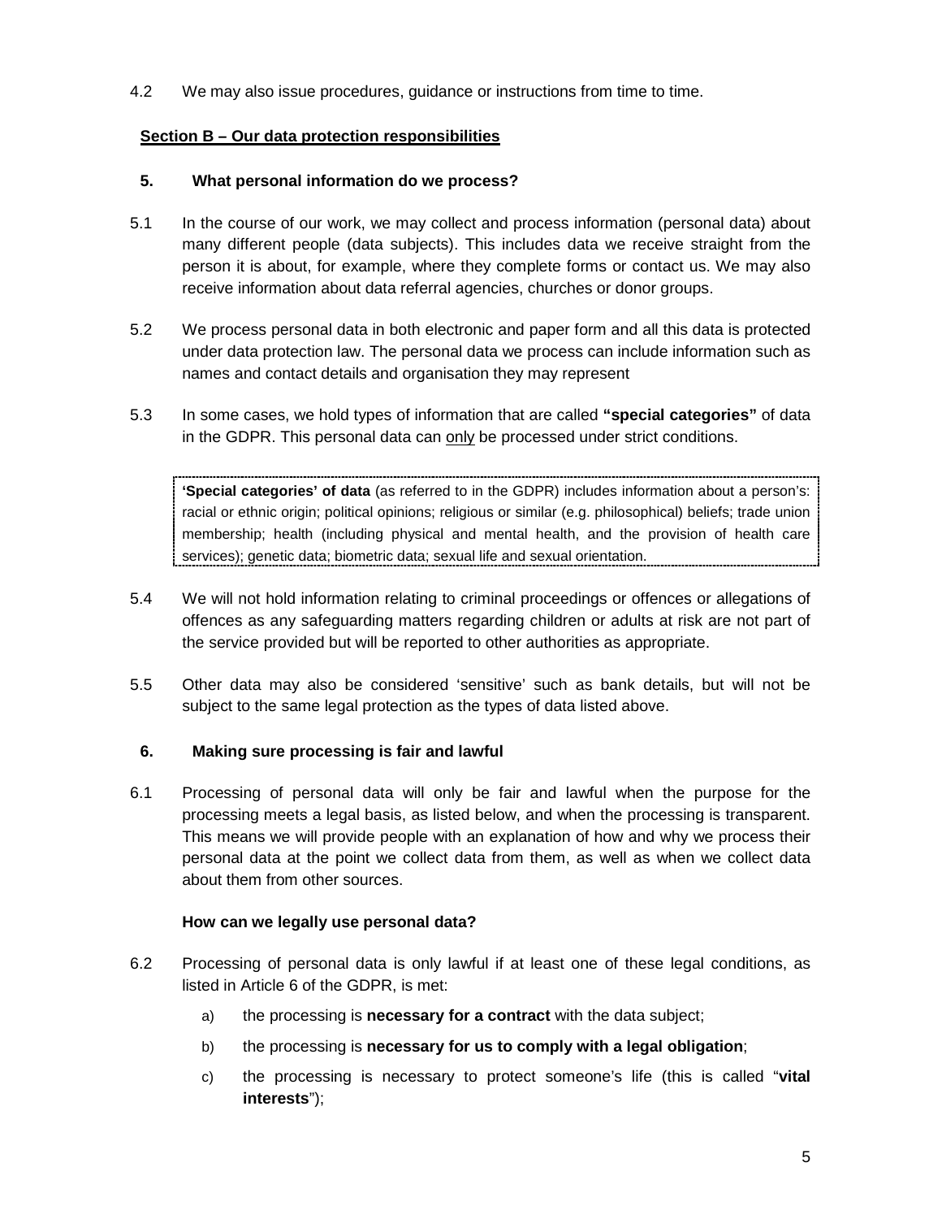4.2 We may also issue procedures, guidance or instructions from time to time.

## Section B – Our data protection responsibilities

### 5. What personal information do we process?

5.1 In the course of our work, we may collect and process information (personal data) about many different people (data subjects). This includes data we receive straight from the person it is about, for example, where they complete forms or contact us. We may also receive information about data referral agencies, churches or donor groups.

5.2 We process personal data in both electronic and paper form and all this data is protected under data protection law. The personal data we process can include information such as names and contact details and organisation they may represent

5.3 In some cases, we hold types of information that are called **"special categories"** of data in the GDPR. This personal data can only be processed under strict conditions.

> **'Special categories' of data** (as referred to in the GDPR) includes information about a person's: racial or ethnic origin; political opinions; religious or similar (e.g. philosophical) beliefs; trade union membership; health (including physical and mental health, and the provision of health care services); genetic data; biometric data; sexual life and sexual orientation.

5.4 We will not hold information relating to criminal proceedings or offences or allegations of offences as any safeguarding matters regarding children or adults at risk are not part of the service provided but will be reported to other authorities as appropriate.

5.5 Other data may also be considered 'sensitive' such as bank details, but will not be subject to the same legal protection as the types of data listed above.

### 6. Making sure processing is fair and lawful

6.1 Processing of personal data will only be fair and lawful when the purpose for the processing meets a legal basis, as listed below, and when the processing is transparent. This means we will provide people with an explanation of how and why we process their personal data at the point we collect data from them, as well as when we collect data about them from other sources.

#### How can we legally use personal data?

6.2 Processing of personal data is only lawful if at least one of these legal conditions, as listed in Article 6 of the GDPR, is met:

a) the processing is **necessary for a contract** with the data subject;

b) the processing is **necessary for us to comply with a legal obligation**;

c) the processing is necessary to protect someone's life (this is called "**vital interests**");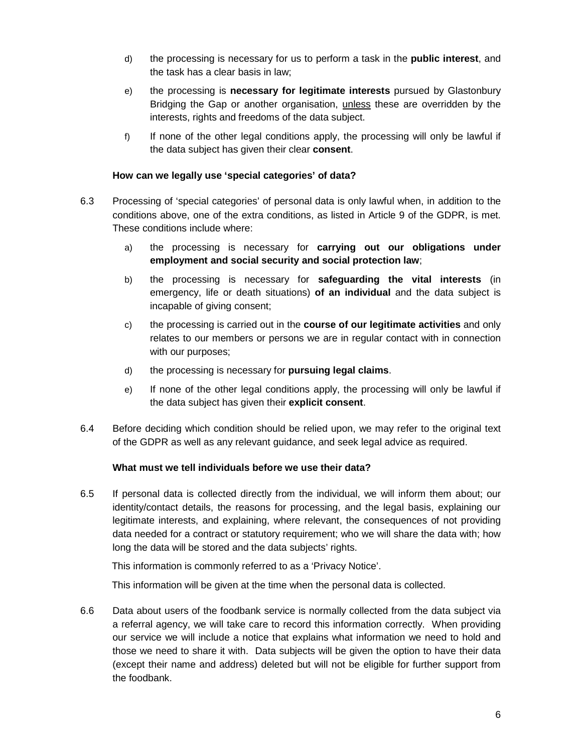d) the processing is necessary for us to perform a task in the **public interest**, and the task has a clear basis in law;

e) the processing is **necessary for legitimate interests** pursued by Glastonbury Bridging the Gap or another organisation, <u>unless</u> these are overridden by the interests, rights and freedoms of the data subject.

f) If none of the other legal conditions apply, the processing will only be lawful if the data subject has given their clear **consent**.

**How can we legally use 'special categories' of data?**

6.3 Processing of 'special categories' of personal data is only lawful when, in addition to the conditions above, one of the extra conditions, as listed in Article 9 of the GDPR, is met. These conditions include where:

a) the processing is necessary for **carrying out our obligations under employment and social security and social protection law**;

b) the processing is necessary for **safeguarding the vital interests** (in emergency, life or death situations) **of an individual** and the data subject is incapable of giving consent;

c) the processing is carried out in the **course of our legitimate activities** and only relates to our members or persons we are in regular contact with in connection with our purposes;

d) the processing is necessary for **pursuing legal claims**.

e) If none of the other legal conditions apply, the processing will only be lawful if the data subject has given their **explicit consent**.

6.4 Before deciding which condition should be relied upon, we may refer to the original text of the GDPR as well as any relevant guidance, and seek legal advice as required.

**What must we tell individuals before we use their data?**

6.5 If personal data is collected directly from the individual, we will inform them about; our identity/contact details, the reasons for processing, and the legal basis, explaining our legitimate interests, and explaining, where relevant, the consequences of not providing data needed for a contract or statutory requirement; who we will share the data with; how long the data will be stored and the data subjects' rights.

This information is commonly referred to as a 'Privacy Notice'.

This information will be given at the time when the personal data is collected.

6.6 Data about users of the foodbank service is normally collected from the data subject via a referral agency, we will take care to record this information correctly. When providing our service we will include a notice that explains what information we need to hold and those we need to share it with. Data subjects will be given the option to have their data (except their name and address) deleted but will not be eligible for further support from the foodbank.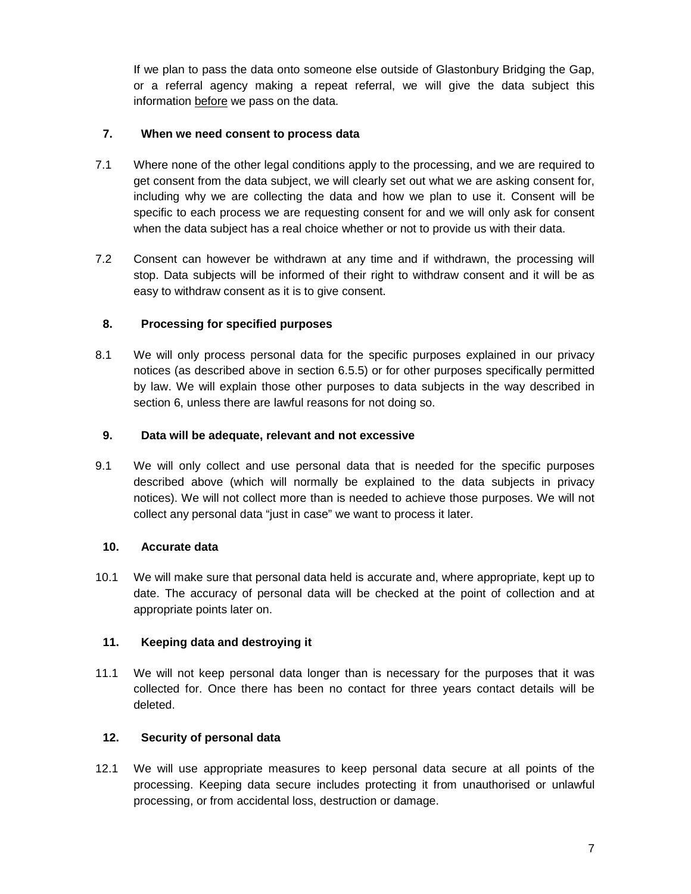If we plan to pass the data onto someone else outside of Glastonbury Bridging the Gap, or a referral agency making a repeat referral, we will give the data subject this information <u>before</u> we pass on the data.

## 7. When we need consent to process data

7.1 Where none of the other legal conditions apply to the processing, and we are required to get consent from the data subject, we will clearly set out what we are asking consent for, including why we are collecting the data and how we plan to use it. Consent will be specific to each process we are requesting consent for and we will only ask for consent when the data subject has a real choice whether or not to provide us with their data.

7.2 Consent can however be withdrawn at any time and if withdrawn, the processing will stop. Data subjects will be informed of their right to withdraw consent and it will be as easy to withdraw consent as it is to give consent.

## 8. Processing for specified purposes

8.1 We will only process personal data for the specific purposes explained in our privacy notices (as described above in section 6.5.5) or for other purposes specifically permitted by law. We will explain those other purposes to data subjects in the way described in section 6, unless there are lawful reasons for not doing so.

## 9. Data will be adequate, relevant and not excessive

9.1 We will only collect and use personal data that is needed for the specific purposes described above (which will normally be explained to the data subjects in privacy notices). We will not collect more than is needed to achieve those purposes. We will not collect any personal data "just in case" we want to process it later.

## 10. Accurate data

10.1 We will make sure that personal data held is accurate and, where appropriate, kept up to date. The accuracy of personal data will be checked at the point of collection and at appropriate points later on.

## 11. Keeping data and destroying it

11.1 We will not keep personal data longer than is necessary for the purposes that it was collected for. Once there has been no contact for three years contact details will be deleted.

## 12. Security of personal data

12.1 We will use appropriate measures to keep personal data secure at all points of the processing. Keeping data secure includes protecting it from unauthorised or unlawful processing, or from accidental loss, destruction or damage.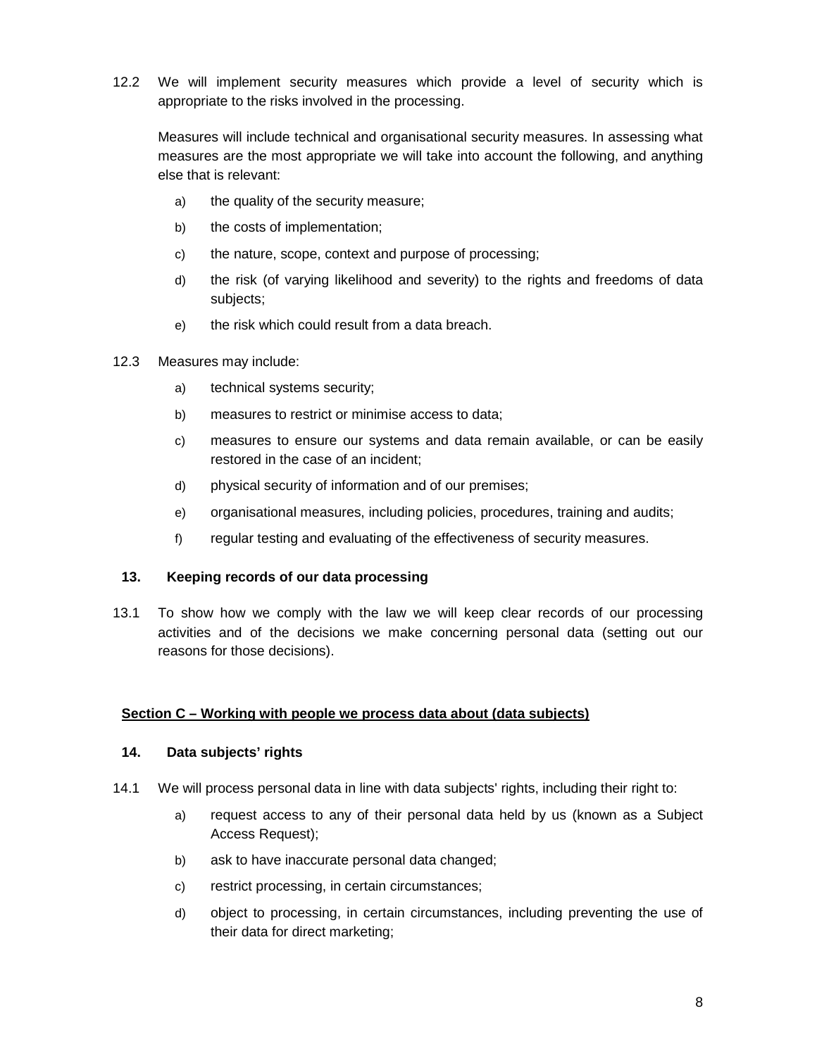12.2 We will implement security measures which provide a level of security which is appropriate to the risks involved in the processing.

Measures will include technical and organisational security measures. In assessing what measures are the most appropriate we will take into account the following, and anything else that is relevant:

a) the quality of the security measure;

b) the costs of implementation;

c) the nature, scope, context and purpose of processing;

d) the risk (of varying likelihood and severity) to the rights and freedoms of data subjects;

e) the risk which could result from a data breach.

12.3 Measures may include:

a) technical systems security;

b) measures to restrict or minimise access to data;

c) measures to ensure our systems and data remain available, or can be easily restored in the case of an incident;

d) physical security of information and of our premises;

e) organisational measures, including policies, procedures, training and audits;

f) regular testing and evaluating of the effectiveness of security measures.

### 13. Keeping records of our data processing

13.1 To show how we comply with the law we will keep clear records of our processing activities and of the decisions we make concerning personal data (setting out our reasons for those decisions).

## Section C – Working with people we process data about (data subjects)

### 14. Data subjects' rights

14.1 We will process personal data in line with data subjects' rights, including their right to:

a) request access to any of their personal data held by us (known as a Subject Access Request);

b) ask to have inaccurate personal data changed;

c) restrict processing, in certain circumstances;

d) object to processing, in certain circumstances, including preventing the use of their data for direct marketing;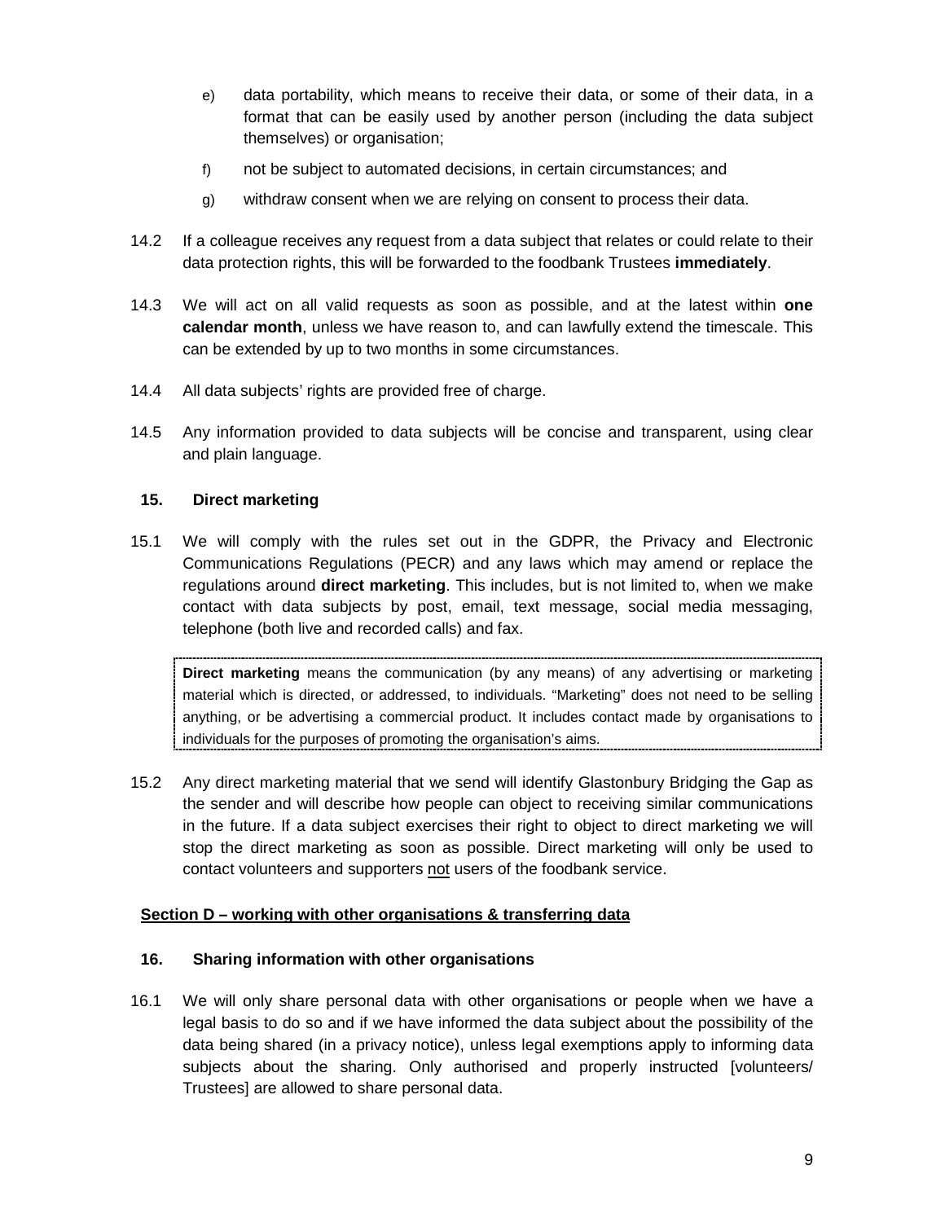e) data portability, which means to receive their data, or some of their data, in a format that can be easily used by another person (including the data subject themselves) or organisation;

f) not be subject to automated decisions, in certain circumstances; and

g) withdraw consent when we are relying on consent to process their data.

14.2 If a colleague receives any request from a data subject that relates or could relate to their data protection rights, this will be forwarded to the foodbank Trustees **immediately**.

14.3 We will act on all valid requests as soon as possible, and at the latest within **one calendar month**, unless we have reason to, and can lawfully extend the timescale. This can be extended by up to two months in some circumstances.

14.4 All data subjects' rights are provided free of charge.

14.5 Any information provided to data subjects will be concise and transparent, using clear and plain language.

### 15. Direct marketing

15.1 We will comply with the rules set out in the GDPR, the Privacy and Electronic Communications Regulations (PECR) and any laws which may amend or replace the regulations around **direct marketing**. This includes, but is not limited to, when we make contact with data subjects by post, email, text message, social media messaging, telephone (both live and recorded calls) and fax.

> **Direct marketing** means the communication (by any means) of any advertising or marketing material which is directed, or addressed, to individuals. "Marketing" does not need to be selling anything, or be advertising a commercial product. It includes contact made by organisations to individuals for the purposes of promoting the organisation's aims.

15.2 Any direct marketing material that we send will identify Glastonbury Bridging the Gap as the sender and will describe how people can object to receiving similar communications in the future. If a data subject exercises their right to object to direct marketing we will stop the direct marketing as soon as possible. Direct marketing will only be used to contact volunteers and supporters <u>not</u> users of the foodbank service.

## <u>Section D – working with other organisations & transferring data</u>

### 16. Sharing information with other organisations

16.1 We will only share personal data with other organisations or people when we have a legal basis to do so and if we have informed the data subject about the possibility of the data being shared (in a privacy notice), unless legal exemptions apply to informing data subjects about the sharing. Only authorised and properly instructed [volunteers/ Trustees] are allowed to share personal data.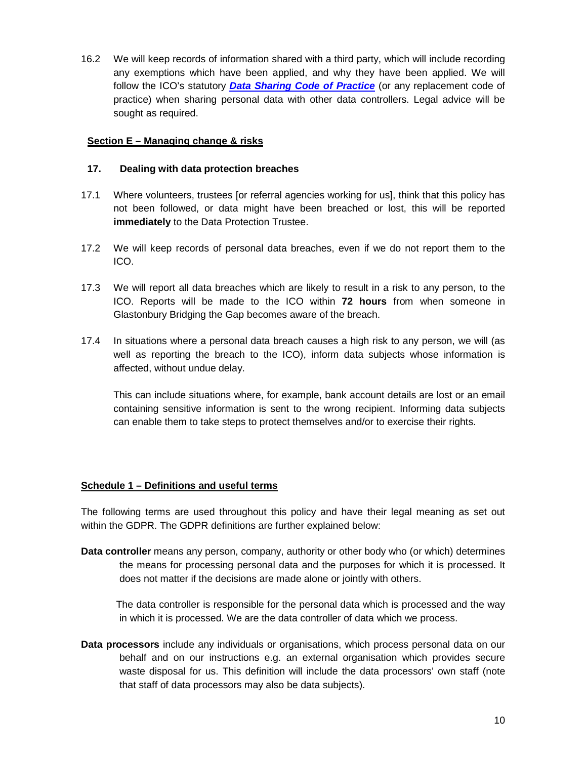16.2 We will keep records of information shared with a third party, which will include recording any exemptions which have been applied, and why they have been applied. We will follow the ICO's statutory ***Data Sharing Code of Practice*** (or any replacement code of practice) when sharing personal data with other data controllers. Legal advice will be sought as required.

## Section E – Managing change & risks

### 17. Dealing with data protection breaches

17.1 Where volunteers, trustees [or referral agencies working for us], think that this policy has not been followed, or data might have been breached or lost, this will be reported **immediately** to the Data Protection Trustee.

17.2 We will keep records of personal data breaches, even if we do not report them to the ICO.

17.3 We will report all data breaches which are likely to result in a risk to any person, to the ICO. Reports will be made to the ICO within **72 hours** from when someone in Glastonbury Bridging the Gap becomes aware of the breach.

17.4 In situations where a personal data breach causes a high risk to any person, we will (as well as reporting the breach to the ICO), inform data subjects whose information is affected, without undue delay.

This can include situations where, for example, bank account details are lost or an email containing sensitive information is sent to the wrong recipient. Informing data subjects can enable them to take steps to protect themselves and/or to exercise their rights.

## Schedule 1 – Definitions and useful terms

The following terms are used throughout this policy and have their legal meaning as set out within the GDPR. The GDPR definitions are further explained below:

**Data controller** means any person, company, authority or other body who (or which) determines the means for processing personal data and the purposes for which it is processed. It does not matter if the decisions are made alone or jointly with others.

The data controller is responsible for the personal data which is processed and the way in which it is processed. We are the data controller of data which we process.

**Data processors** include any individuals or organisations, which process personal data on our behalf and on our instructions e.g. an external organisation which provides secure waste disposal for us. This definition will include the data processors' own staff (note that staff of data processors may also be data subjects).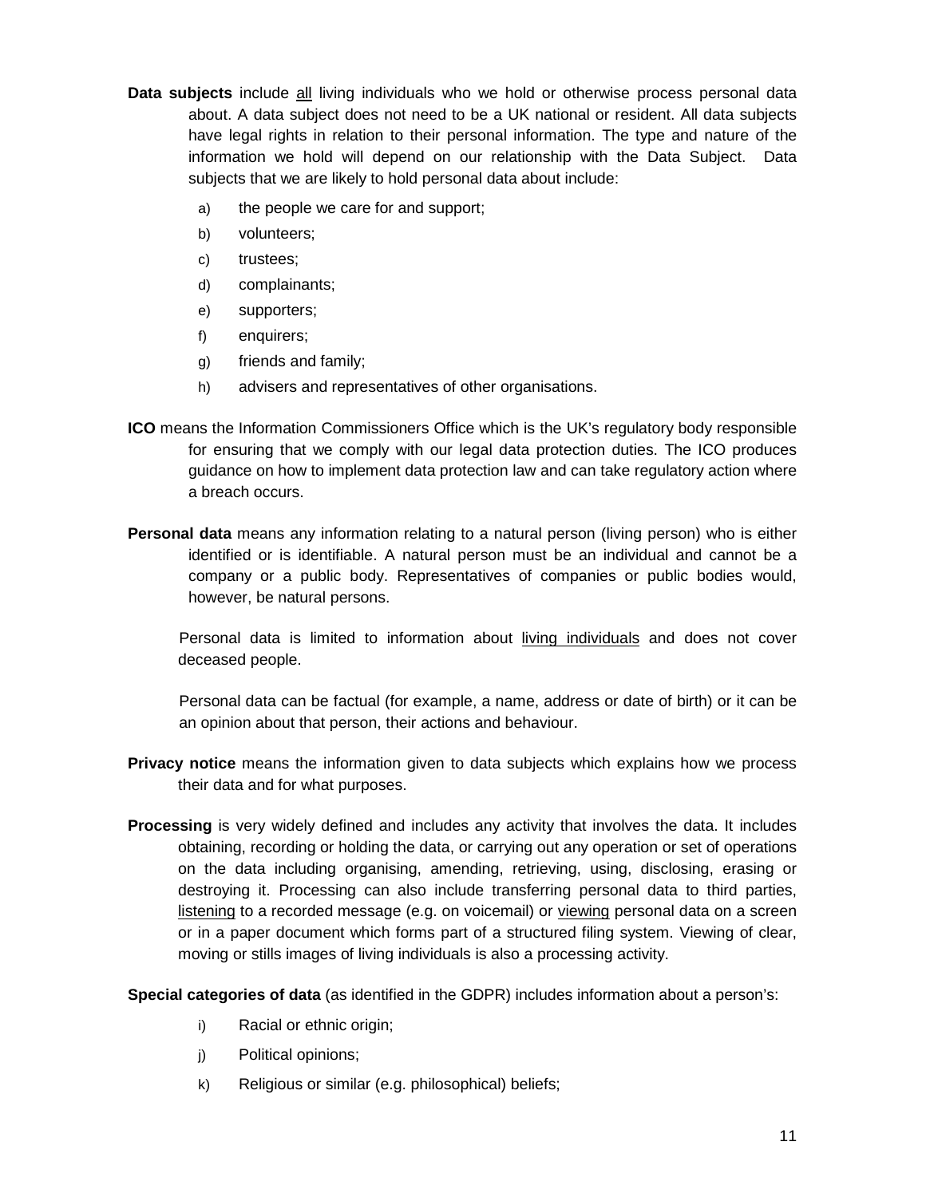**Data subjects** include <u>all</u> living individuals who we hold or otherwise process personal data about. A data subject does not need to be a UK national or resident. All data subjects have legal rights in relation to their personal information. The type and nature of the information we hold will depend on our relationship with the Data Subject. Data subjects that we are likely to hold personal data about include:

a) the people we care for and support;

b) volunteers;

c) trustees;

d) complainants;

e) supporters;

f) enquirers;

g) friends and family;

h) advisers and representatives of other organisations.

**ICO** means the Information Commissioners Office which is the UK's regulatory body responsible for ensuring that we comply with our legal data protection duties. The ICO produces guidance on how to implement data protection law and can take regulatory action where a breach occurs.

**Personal data** means any information relating to a natural person (living person) who is either identified or is identifiable. A natural person must be an individual and cannot be a company or a public body. Representatives of companies or public bodies would, however, be natural persons.

Personal data is limited to information about <u>living individuals</u> and does not cover deceased people.

Personal data can be factual (for example, a name, address or date of birth) or it can be an opinion about that person, their actions and behaviour.

**Privacy notice** means the information given to data subjects which explains how we process their data and for what purposes.

**Processing** is very widely defined and includes any activity that involves the data. It includes obtaining, recording or holding the data, or carrying out any operation or set of operations on the data including organising, amending, retrieving, using, disclosing, erasing or destroying it. Processing can also include transferring personal data to third parties, <u>listening</u> to a recorded message (e.g. on voicemail) or <u>viewing</u> personal data on a screen or in a paper document which forms part of a structured filing system. Viewing of clear, moving or stills images of living individuals is also a processing activity.

**Special categories of data** (as identified in the GDPR) includes information about a person's:

i) Racial or ethnic origin;

j) Political opinions;

k) Religious or similar (e.g. philosophical) beliefs;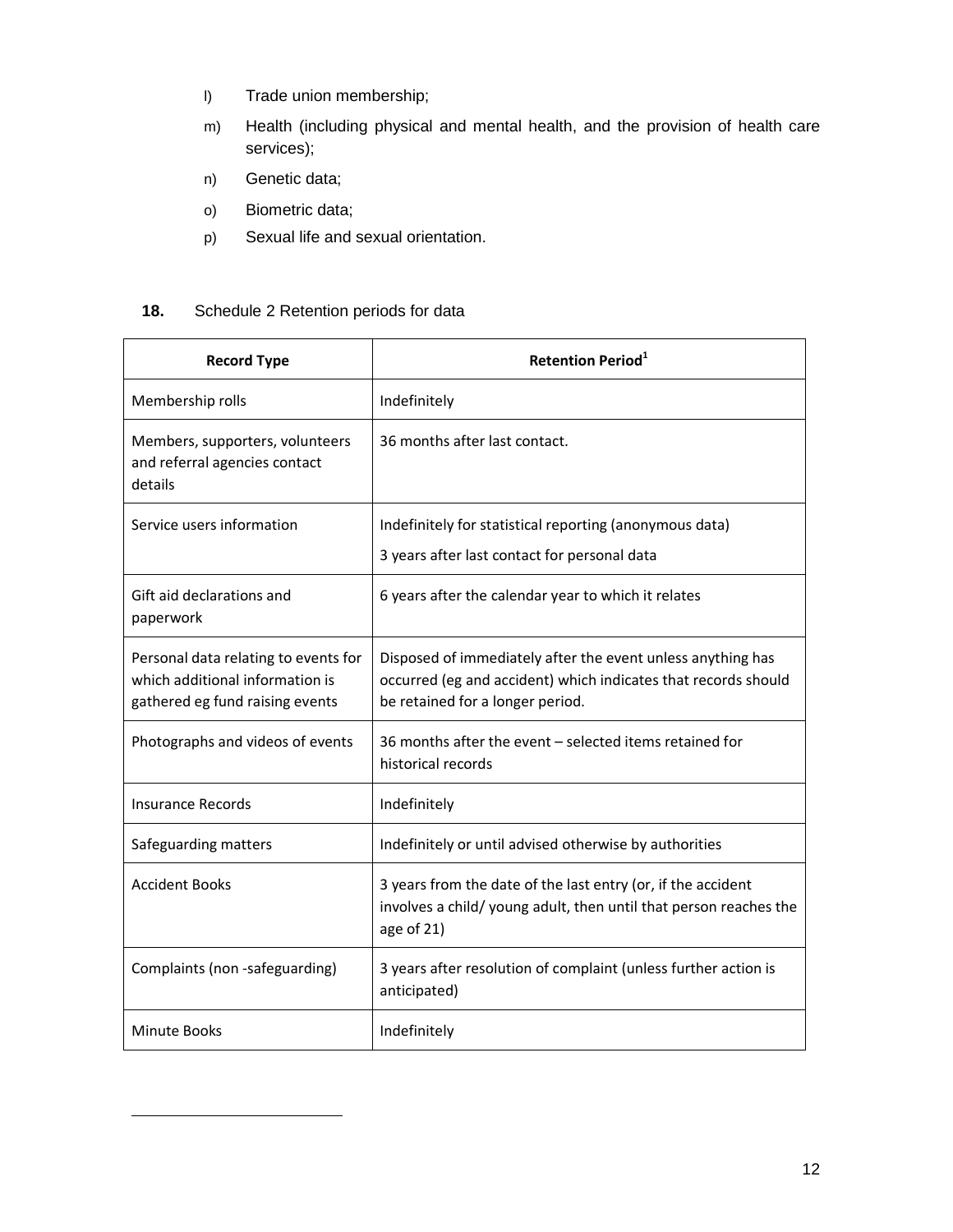l) Trade union membership;

m) Health (including physical and mental health, and the provision of health care services);

n) Genetic data;

o) Biometric data;

p) Sexual life and sexual orientation.

**18.** Schedule 2 Retention periods for data

| Record Type | Retention Period[1] |
| --- | --- |
| Membership rolls | Indefinitely |
| Members, supporters, volunteers and referral agencies contact details | 36 months after last contact. |
| Service users information | Indefinitely for statistical reporting (anonymous data)<br>3 years after last contact for personal data |
| Gift aid declarations and paperwork | 6 years after the calendar year to which it relates |
| Personal data relating to events for which additional information is gathered eg fund raising events | Disposed of immediately after the event unless anything has occurred (eg and accident) which indicates that records should be retained for a longer period. |
| Photographs and videos of events | 36 months after the event – selected items retained for historical records |
| Insurance Records | Indefinitely |
| Safeguarding matters | Indefinitely or until advised otherwise by authorities |
| Accident Books | 3 years from the date of the last entry (or, if the accident involves a child/ young adult, then until that person reaches the age of 21) |
| Complaints (non -safeguarding) | 3 years after resolution of complaint (unless further action is anticipated) |
| Minute Books | Indefinitely |